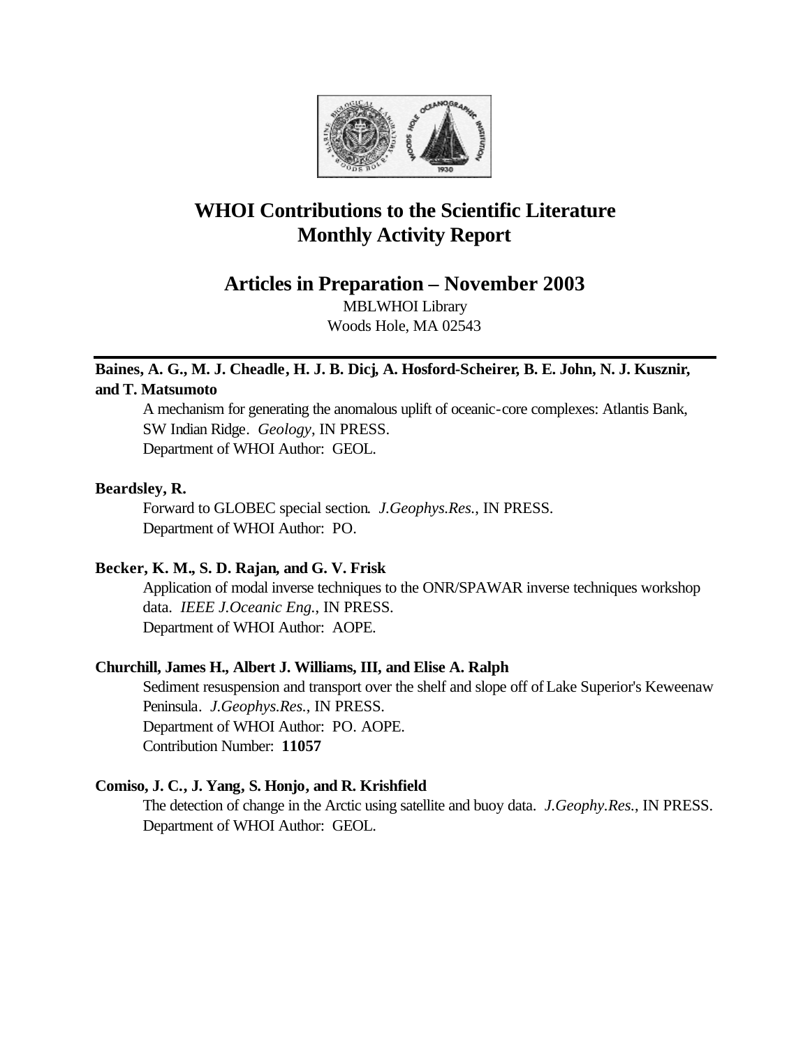# WHOI Contributions to the Scientific Literature
# Monthly Activity Report

## Articles in Preparation – November 2003

MBLWHOI Library
Woods Hole, MA 02543

---

**Baines, A. G., M. J. Cheadle, H. J. B. Dicj, A. Hosford-Scheirer, B. E. John, N. J. Kusznir, and T. Matsumoto**

A mechanism for generating the anomalous uplift of oceanic-core complexes: Atlantis Bank, SW Indian Ridge. *Geology*, IN PRESS.
Department of WHOI Author: GEOL.

**Beardsley, R.**

Forward to GLOBEC special section. *J.Geophys.Res.*, IN PRESS.
Department of WHOI Author: PO.

**Becker, K. M., S. D. Rajan, and G. V. Frisk**

Application of modal inverse techniques to the ONR/SPAWAR inverse techniques workshop data. *IEEE J.Oceanic Eng.*, IN PRESS.
Department of WHOI Author: AOPE.

**Churchill, James H., Albert J. Williams, III, and Elise A. Ralph**

Sediment resuspension and transport over the shelf and slope off of Lake Superior's Keweenaw Peninsula. *J.Geophys.Res.*, IN PRESS.
Department of WHOI Author: PO. AOPE.
Contribution Number: **11057**

**Comiso, J. C., J. Yang, S. Honjo, and R. Krishfield**

The detection of change in the Arctic using satellite and buoy data. *J.Geophy.Res.*, IN PRESS.
Department of WHOI Author: GEOL.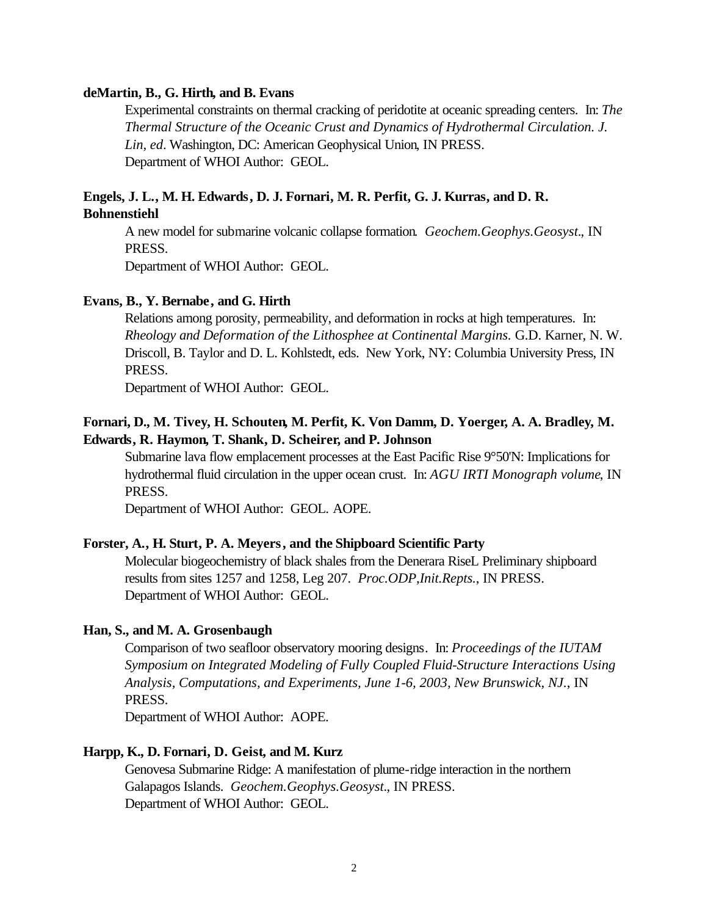**deMartin, B., G. Hirth, and B. Evans**

Experimental constraints on thermal cracking of peridotite at oceanic spreading centers. In: *The Thermal Structure of the Oceanic Crust and Dynamics of Hydrothermal Circulation. J. Lin, ed*. Washington, DC: American Geophysical Union, IN PRESS.
Department of WHOI Author: GEOL.

**Engels, J. L., M. H. Edwards, D. J. Fornari, M. R. Perfit, G. J. Kurras, and D. R. Bohnenstiehl**

A new model for submarine volcanic collapse formation. *Geochem.Geophys.Geosyst*., IN PRESS.
Department of WHOI Author: GEOL.

**Evans, B., Y. Bernabe, and G. Hirth**

Relations among porosity, permeability, and deformation in rocks at high temperatures. In: *Rheology and Deformation of the Lithosphee at Continental Margins.* G.D. Karner, N. W. Driscoll, B. Taylor and D. L. Kohlstedt, eds. New York, NY: Columbia University Press, IN PRESS.
Department of WHOI Author: GEOL.

**Fornari, D., M. Tivey, H. Schouten, M. Perfit, K. Von Damm, D. Yoerger, A. A. Bradley, M. Edwards, R. Haymon, T. Shank, D. Scheirer, and P. Johnson**

Submarine lava flow emplacement processes at the East Pacific Rise 9°50'N: Implications for hydrothermal fluid circulation in the upper ocean crust. In: *AGU IRTI Monograph volume*, IN PRESS.
Department of WHOI Author: GEOL. AOPE.

**Forster, A., H. Sturt, P. A. Meyers, and the Shipboard Scientific Party**

Molecular biogeochemistry of black shales from the Denerara RiseL Preliminary shipboard results from sites 1257 and 1258, Leg 207. *Proc.ODP,Init.Repts.*, IN PRESS.
Department of WHOI Author: GEOL.

**Han, S., and M. A. Grosenbaugh**

Comparison of two seafloor observatory mooring designs. In: *Proceedings of the IUTAM Symposium on Integrated Modeling of Fully Coupled Fluid-Structure Interactions Using Analysis, Computations, and Experiments, June 1-6, 2003, New Brunswick, NJ.*, IN PRESS.
Department of WHOI Author: AOPE.

**Harpp, K., D. Fornari, D. Geist, and M. Kurz**

Genovesa Submarine Ridge: A manifestation of plume-ridge interaction in the northern Galapagos Islands. *Geochem.Geophys.Geosyst*., IN PRESS.
Department of WHOI Author: GEOL.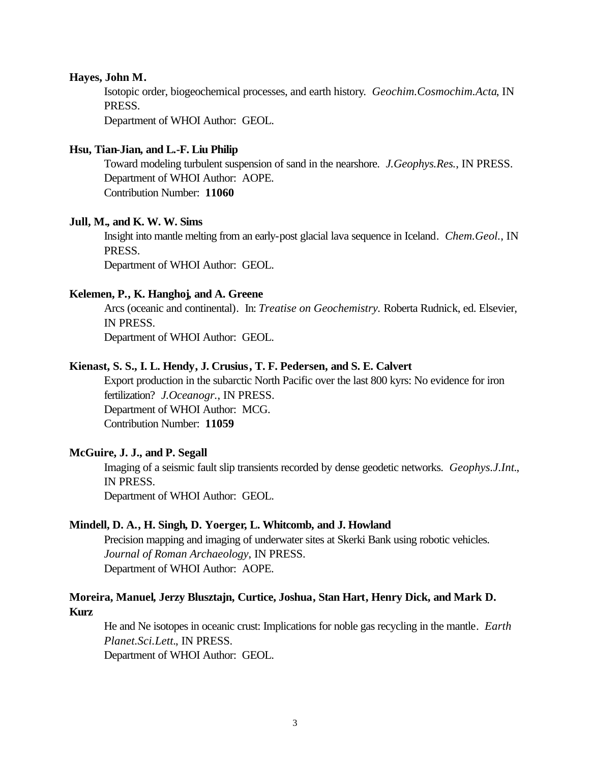**Hayes, John M.**

Isotopic order, biogeochemical processes, and earth history. *Geochim.Cosmochim.Acta*, IN PRESS.
Department of WHOI Author: GEOL.

**Hsu, Tian-Jian, and L.-F. Liu Philip**

Toward modeling turbulent suspension of sand in the nearshore. *J.Geophys.Res.*, IN PRESS.
Department of WHOI Author: AOPE.
Contribution Number: **11060**

**Jull, M., and K. W. W. Sims**

Insight into mantle melting from an early-post glacial lava sequence in Iceland. *Chem.Geol.*, IN PRESS.
Department of WHOI Author: GEOL.

**Kelemen, P., K. Hanghoj, and A. Greene**

Arcs (oceanic and continental). In: *Treatise on Geochemistry.* Roberta Rudnick, ed. Elsevier, IN PRESS.
Department of WHOI Author: GEOL.

**Kienast, S. S., I. L. Hendy, J. Crusius, T. F. Pedersen, and S. E. Calvert**

Export production in the subarctic North Pacific over the last 800 kyrs: No evidence for iron fertilization? *J.Oceanogr.*, IN PRESS.
Department of WHOI Author: MCG.
Contribution Number: **11059**

**McGuire, J. J., and P. Segall**

Imaging of a seismic fault slip transients recorded by dense geodetic networks. *Geophys.J.Int.*, IN PRESS.
Department of WHOI Author: GEOL.

**Mindell, D. A., H. Singh, D. Yoerger, L. Whitcomb, and J. Howland**

Precision mapping and imaging of underwater sites at Skerki Bank using robotic vehicles. *Journal of Roman Archaeology*, IN PRESS.
Department of WHOI Author: AOPE.

**Moreira, Manuel, Jerzy Blusztajn, Curtice, Joshua, Stan Hart, Henry Dick, and Mark D. Kurz**

He and Ne isotopes in oceanic crust: Implications for noble gas recycling in the mantle. *Earth Planet.Sci.Lett.*, IN PRESS.
Department of WHOI Author: GEOL.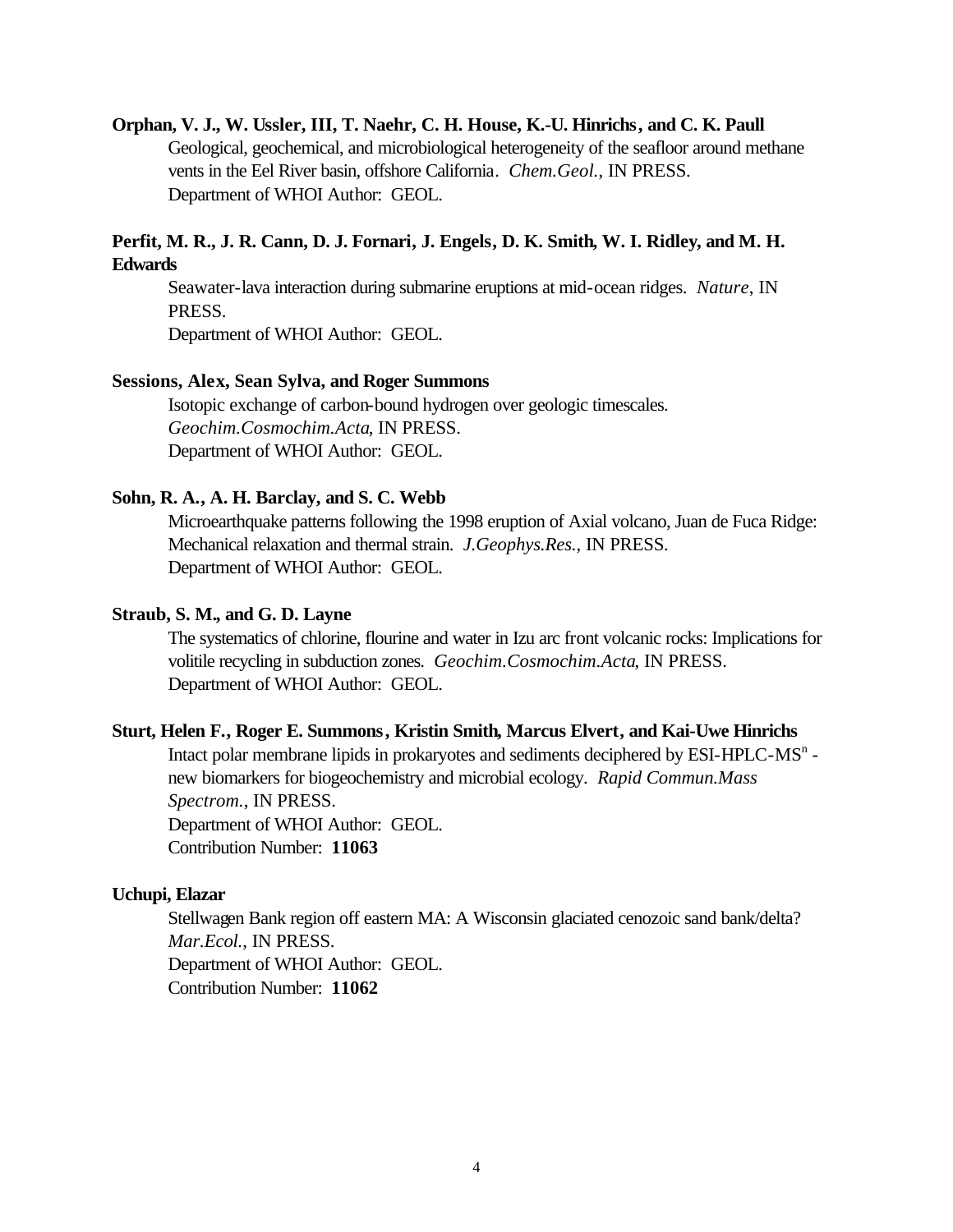**Orphan, V. J., W. Ussler, III, T. Naehr, C. H. House, K.-U. Hinrichs, and C. K. Paull**

Geological, geochemical, and microbiological heterogeneity of the seafloor around methane vents in the Eel River basin, offshore California. *Chem.Geol.*, IN PRESS.
Department of WHOI Author: GEOL.

**Perfit, M. R., J. R. Cann, D. J. Fornari, J. Engels, D. K. Smith, W. I. Ridley, and M. H. Edwards**

Seawater-lava interaction during submarine eruptions at mid-ocean ridges. *Nature*, IN PRESS.
Department of WHOI Author: GEOL.

**Sessions, Alex, Sean Sylva, and Roger Summons**

Isotopic exchange of carbon-bound hydrogen over geologic timescales. *Geochim.Cosmochim.Acta*, IN PRESS.
Department of WHOI Author: GEOL.

**Sohn, R. A., A. H. Barclay, and S. C. Webb**

Microearthquake patterns following the 1998 eruption of Axial volcano, Juan de Fuca Ridge: Mechanical relaxation and thermal strain. *J.Geophys.Res.*, IN PRESS.
Department of WHOI Author: GEOL.

**Straub, S. M., and G. D. Layne**

The systematics of chlorine, flourine and water in Izu arc front volcanic rocks: Implications for volitile recycling in subduction zones. *Geochim.Cosmochim.Acta*, IN PRESS.
Department of WHOI Author: GEOL.

**Sturt, Helen F., Roger E. Summons, Kristin Smith, Marcus Elvert, and Kai-Uwe Hinrichs**

Intact polar membrane lipids in prokaryotes and sediments deciphered by ESI-HPLC-$MS^n$ - new biomarkers for biogeochemistry and microbial ecology. *Rapid Commun.Mass Spectrom.*, IN PRESS.
Department of WHOI Author: GEOL.
Contribution Number: **11063**

**Uchupi, Elazar**

Stellwagen Bank region off eastern MA: A Wisconsin glaciated cenozoic sand bank/delta? *Mar.Ecol.*, IN PRESS.
Department of WHOI Author: GEOL.
Contribution Number: **11062**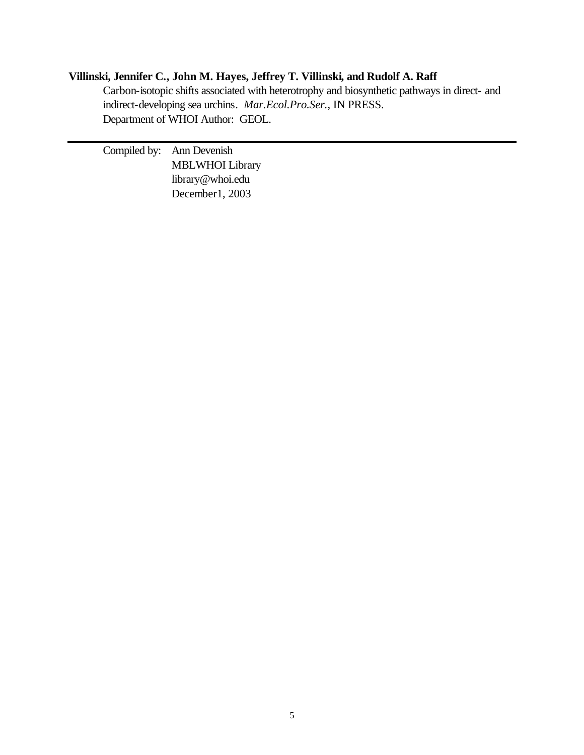**Villinski, Jennifer C., John M. Hayes, Jeffrey T. Villinski, and Rudolf A. Raff**

Carbon-isotopic shifts associated with heterotrophy and biosynthetic pathways in direct- and indirect-developing sea urchins. *Mar.Ecol.Pro.Ser.*, IN PRESS.
Department of WHOI Author: GEOL.

---

Compiled by: Ann Devenish
MBLWHOI Library
library@whoi.edu
December1, 2003